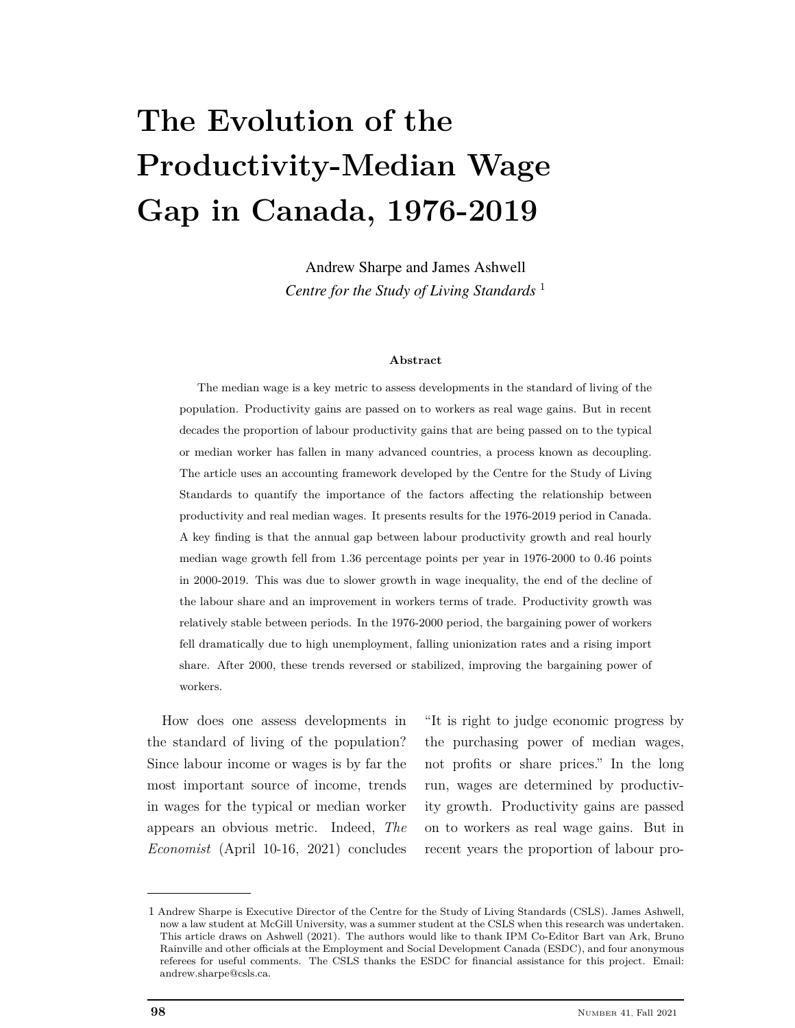# The Evolution of the Productivity-Median Wage Gap in Canada, 1976-2019

Andrew Sharpe and James Ashwell

*Centre for the Study of Living Standards* [1]

**Abstract**

The median wage is a key metric to assess developments in the standard of living of the population. Productivity gains are passed on to workers as real wage gains. But in recent decades the proportion of labour productivity gains that are being passed on to the typical or median worker has fallen in many advanced countries, a process known as decoupling. The article uses an accounting framework developed by the Centre for the Study of Living Standards to quantify the importance of the factors affecting the relationship between productivity and real median wages. It presents results for the 1976-2019 period in Canada. A key finding is that the annual gap between labour productivity growth and real hourly median wage growth fell from 1.36 percentage points per year in 1976-2000 to 0.46 points in 2000-2019. This was due to slower growth in wage inequality, the end of the decline of the labour share and an improvement in workers terms of trade. Productivity growth was relatively stable between periods. In the 1976-2000 period, the bargaining power of workers fell dramatically due to high unemployment, falling unionization rates and a rising import share. After 2000, these trends reversed or stabilized, improving the bargaining power of workers.

How does one assess developments in the standard of living of the population? Since labour income or wages is by far the most important source of income, trends in wages for the typical or median worker appears an obvious metric. Indeed, *The Economist* (April 10-16, 2021) concludes "It is right to judge economic progress by the purchasing power of median wages, not profits or share prices." In the long run, wages are determined by productivity growth. Productivity gains are passed on to workers as real wage gains. But in recent years the proportion of labour pro-

---

1 Andrew Sharpe is Executive Director of the Centre for the Study of Living Standards (CSLS). James Ashwell, now a law student at McGill University, was a summer student at the CSLS when this research was undertaken. This article draws on Ashwell (2021). The authors would like to thank IPM Co-Editor Bart van Ark, Bruno Rainville and other officials at the Employment and Social Development Canada (ESDC), and four anonymous referees for useful comments. The CSLS thanks the ESDC for financial assistance for this project. Email: andrew.sharpe@csls.ca.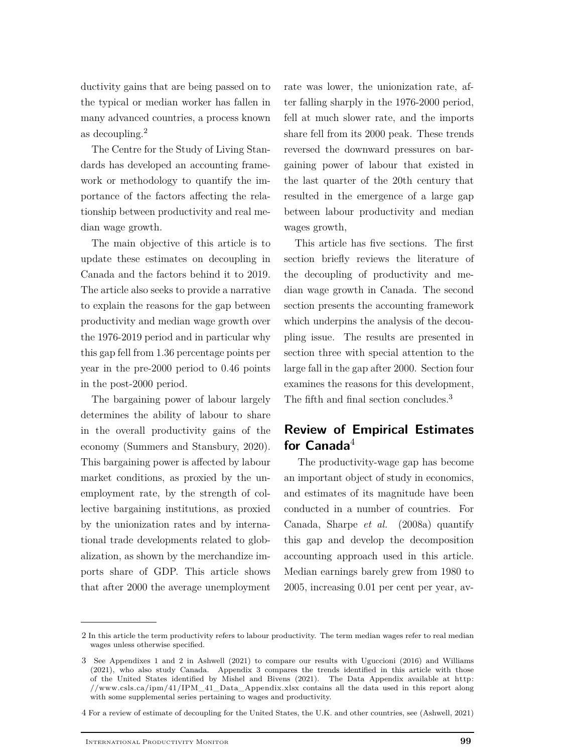ductivity gains that are being passed on to the typical or median worker has fallen in many advanced countries, a process known as decoupling.[2]

The Centre for the Study of Living Standards has developed an accounting framework or methodology to quantify the importance of the factors affecting the relationship between productivity and real median wage growth.

The main objective of this article is to update these estimates on decoupling in Canada and the factors behind it to 2019. The article also seeks to provide a narrative to explain the reasons for the gap between productivity and median wage growth over the 1976-2019 period and in particular why this gap fell from 1.36 percentage points per year in the pre-2000 period to 0.46 points in the post-2000 period.

The bargaining power of labour largely determines the ability of labour to share in the overall productivity gains of the economy (Summers and Stansbury, 2020). This bargaining power is affected by labour market conditions, as proxied by the unemployment rate, by the strength of collective bargaining institutions, as proxied by the unionization rates and by international trade developments related to globalization, as shown by the merchandize imports share of GDP. This article shows that after 2000 the average unemployment rate was lower, the unionization rate, after falling sharply in the 1976-2000 period, fell at much slower rate, and the imports share fell from its 2000 peak. These trends reversed the downward pressures on bargaining power of labour that existed in the last quarter of the 20th century that resulted in the emergence of a large gap between labour productivity and median wages growth,

This article has five sections. The first section briefly reviews the literature of the decoupling of productivity and median wage growth in Canada. The second section presents the accounting framework which underpins the analysis of the decoupling issue. The results are presented in section three with special attention to the large fall in the gap after 2000. Section four examines the reasons for this development, The fifth and final section concludes.[3]

## Review of Empirical Estimates for Canada[4]

The productivity-wage gap has become an important object of study in economics, and estimates of its magnitude have been conducted in a number of countries. For Canada, Sharpe *et al.* (2008a) quantify this gap and develop the decomposition accounting approach used in this article. Median earnings barely grew from 1980 to 2005, increasing 0.01 per cent per year, av-

---

2 In this article the term productivity refers to labour productivity. The term median wages refer to real median wages unless otherwise specified.

3 See Appendixes 1 and 2 in Ashwell (2021) to compare our results with Uguccioni (2016) and Williams (2021), who also study Canada. Appendix 3 compares the trends identified in this article with those of the United States identified by Mishel and Bivens (2021). The Data Appendix available at http://www.csls.ca/ipm/41/IPM_41_Data_Appendix.xlsx contains all the data used in this report along with some supplemental series pertaining to wages and productivity.

4 For a review of estimate of decoupling for the United States, the U.K. and other countries, see (Ashwell, 2021)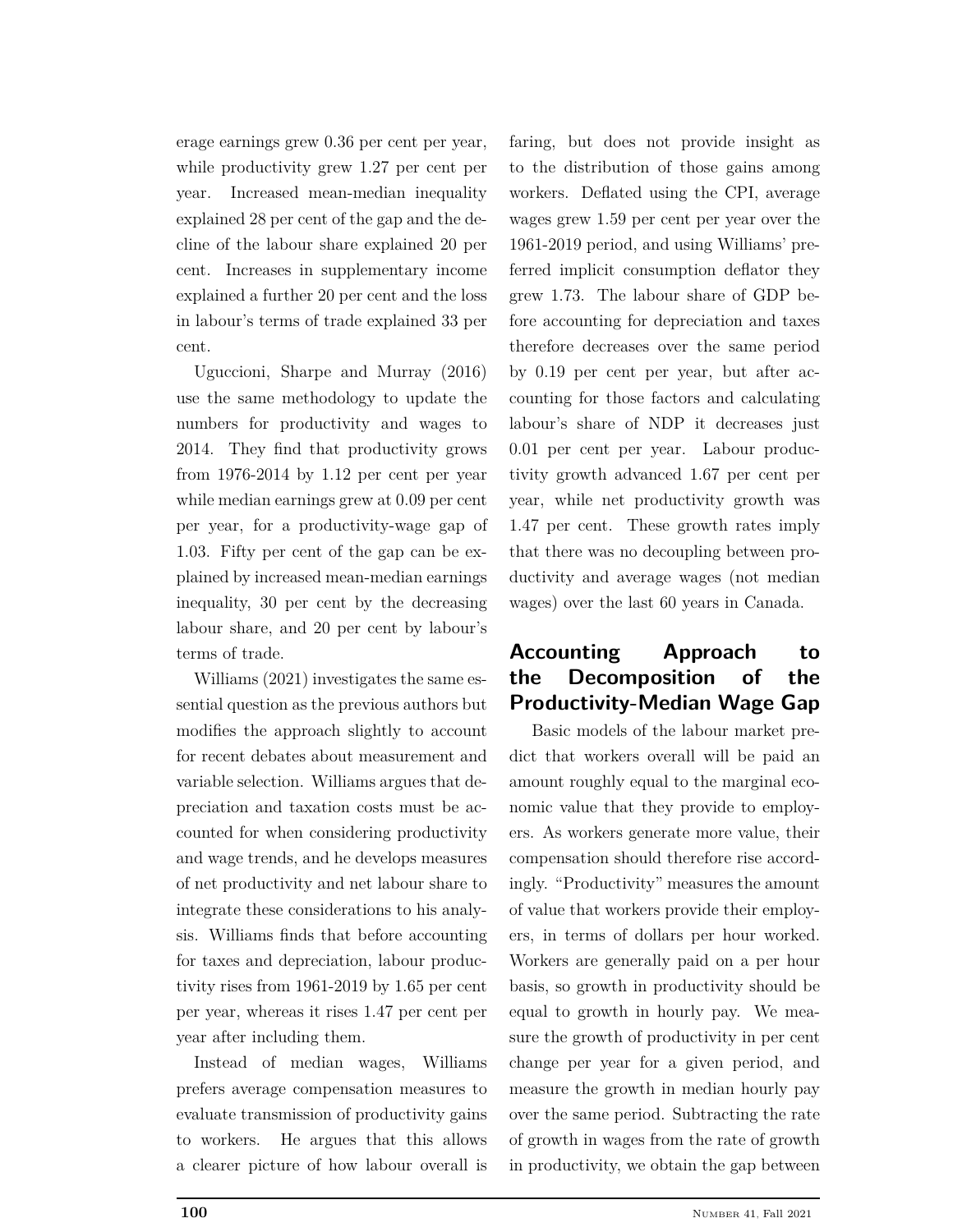erage earnings grew 0.36 per cent per year, while productivity grew 1.27 per cent per year. Increased mean-median inequality explained 28 per cent of the gap and the decline of the labour share explained 20 per cent. Increases in supplementary income explained a further 20 per cent and the loss in labour's terms of trade explained 33 per cent.

Uguccioni, Sharpe and Murray (2016) use the same methodology to update the numbers for productivity and wages to 2014. They find that productivity grows from 1976-2014 by 1.12 per cent per year while median earnings grew at 0.09 per cent per year, for a productivity-wage gap of 1.03. Fifty per cent of the gap can be explained by increased mean-median earnings inequality, 30 per cent by the decreasing labour share, and 20 per cent by labour's terms of trade.

Williams (2021) investigates the same essential question as the previous authors but modifies the approach slightly to account for recent debates about measurement and variable selection. Williams argues that depreciation and taxation costs must be accounted for when considering productivity and wage trends, and he develops measures of net productivity and net labour share to integrate these considerations to his analysis. Williams finds that before accounting for taxes and depreciation, labour productivity rises from 1961-2019 by 1.65 per cent per year, whereas it rises 1.47 per cent per year after including them.

Instead of median wages, Williams prefers average compensation measures to evaluate transmission of productivity gains to workers. He argues that this allows a clearer picture of how labour overall is faring, but does not provide insight as to the distribution of those gains among workers. Deflated using the CPI, average wages grew 1.59 per cent per year over the 1961-2019 period, and using Williams' preferred implicit consumption deflator they grew 1.73. The labour share of GDP before accounting for depreciation and taxes therefore decreases over the same period by 0.19 per cent per year, but after accounting for those factors and calculating labour's share of NDP it decreases just 0.01 per cent per year. Labour productivity growth advanced 1.67 per cent per year, while net productivity growth was 1.47 per cent. These growth rates imply that there was no decoupling between productivity and average wages (not median wages) over the last 60 years in Canada.

## Accounting Approach to the Decomposition of the Productivity-Median Wage Gap

Basic models of the labour market predict that workers overall will be paid an amount roughly equal to the marginal economic value that they provide to employers. As workers generate more value, their compensation should therefore rise accordingly. "Productivity" measures the amount of value that workers provide their employers, in terms of dollars per hour worked. Workers are generally paid on a per hour basis, so growth in productivity should be equal to growth in hourly pay. We measure the growth of productivity in per cent change per year for a given period, and measure the growth in median hourly pay over the same period. Subtracting the rate of growth in wages from the rate of growth in productivity, we obtain the gap between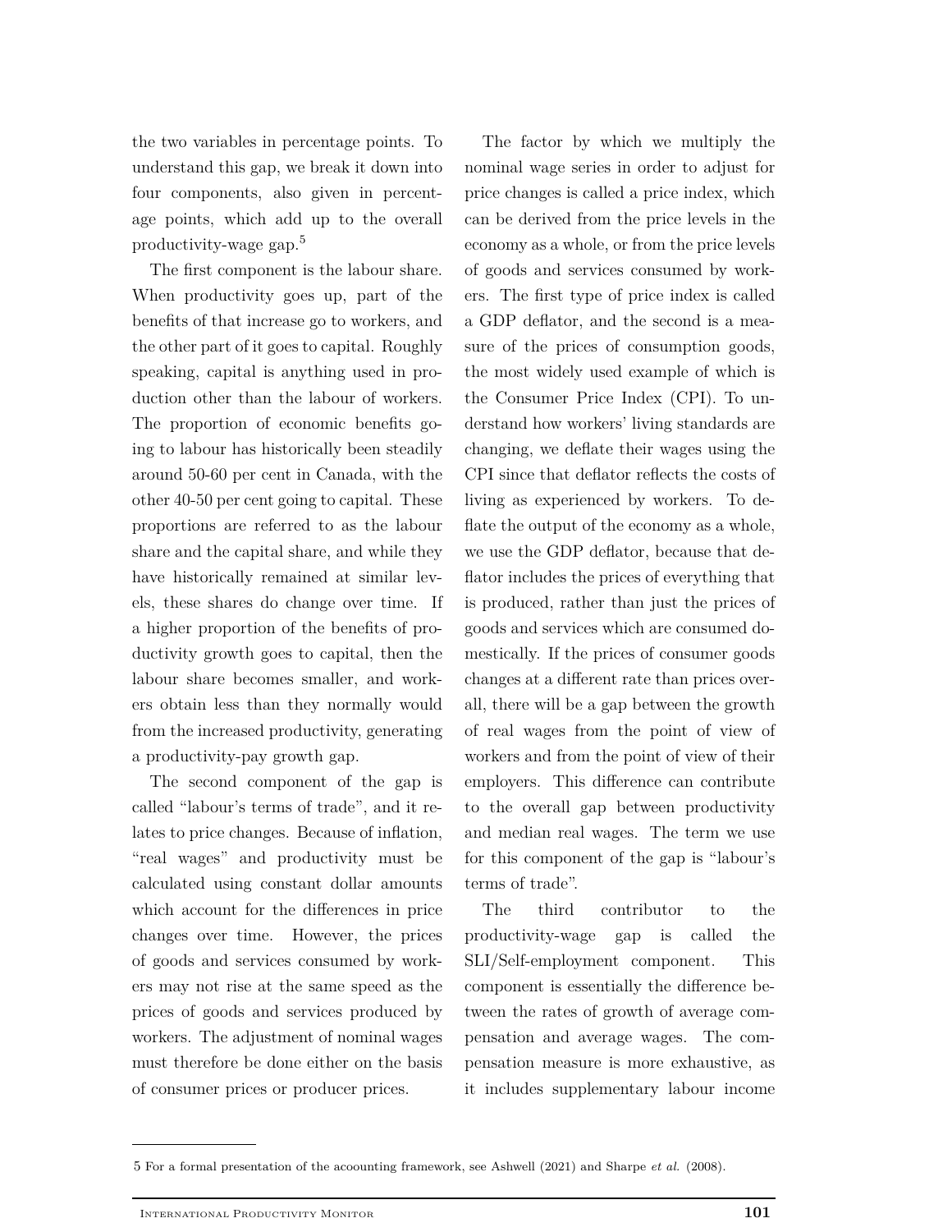the two variables in percentage points. To understand this gap, we break it down into four components, also given in percentage points, which add up to the overall productivity-wage gap.[5]

The first component is the labour share. When productivity goes up, part of the benefits of that increase go to workers, and the other part of it goes to capital. Roughly speaking, capital is anything used in production other than the labour of workers. The proportion of economic benefits going to labour has historically been steadily around 50-60 per cent in Canada, with the other 40-50 per cent going to capital. These proportions are referred to as the labour share and the capital share, and while they have historically remained at similar levels, these shares do change over time. If a higher proportion of the benefits of productivity growth goes to capital, then the labour share becomes smaller, and workers obtain less than they normally would from the increased productivity, generating a productivity-pay growth gap.

The second component of the gap is called "labour's terms of trade", and it relates to price changes. Because of inflation, "real wages" and productivity must be calculated using constant dollar amounts which account for the differences in price changes over time. However, the prices of goods and services consumed by workers may not rise at the same speed as the prices of goods and services produced by workers. The adjustment of nominal wages must therefore be done either on the basis of consumer prices or producer prices.

The factor by which we multiply the nominal wage series in order to adjust for price changes is called a price index, which can be derived from the price levels in the economy as a whole, or from the price levels of goods and services consumed by workers. The first type of price index is called a GDP deflator, and the second is a measure of the prices of consumption goods, the most widely used example of which is the Consumer Price Index (CPI). To understand how workers' living standards are changing, we deflate their wages using the CPI since that deflator reflects the costs of living as experienced by workers. To deflate the output of the economy as a whole, we use the GDP deflator, because that deflator includes the prices of everything that is produced, rather than just the prices of goods and services which are consumed domestically. If the prices of consumer goods changes at a different rate than prices overall, there will be a gap between the growth of real wages from the point of view of workers and from the point of view of their employers. This difference can contribute to the overall gap between productivity and median real wages. The term we use for this component of the gap is "labour's terms of trade".

The third contributor to the productivity-wage gap is called the SLI/Self-employment component. This component is essentially the difference between the rates of growth of average compensation and average wages. The compensation measure is more exhaustive, as it includes supplementary labour income

---

5 For a formal presentation of the acoounting framework, see Ashwell (2021) and Sharpe *et al.* (2008).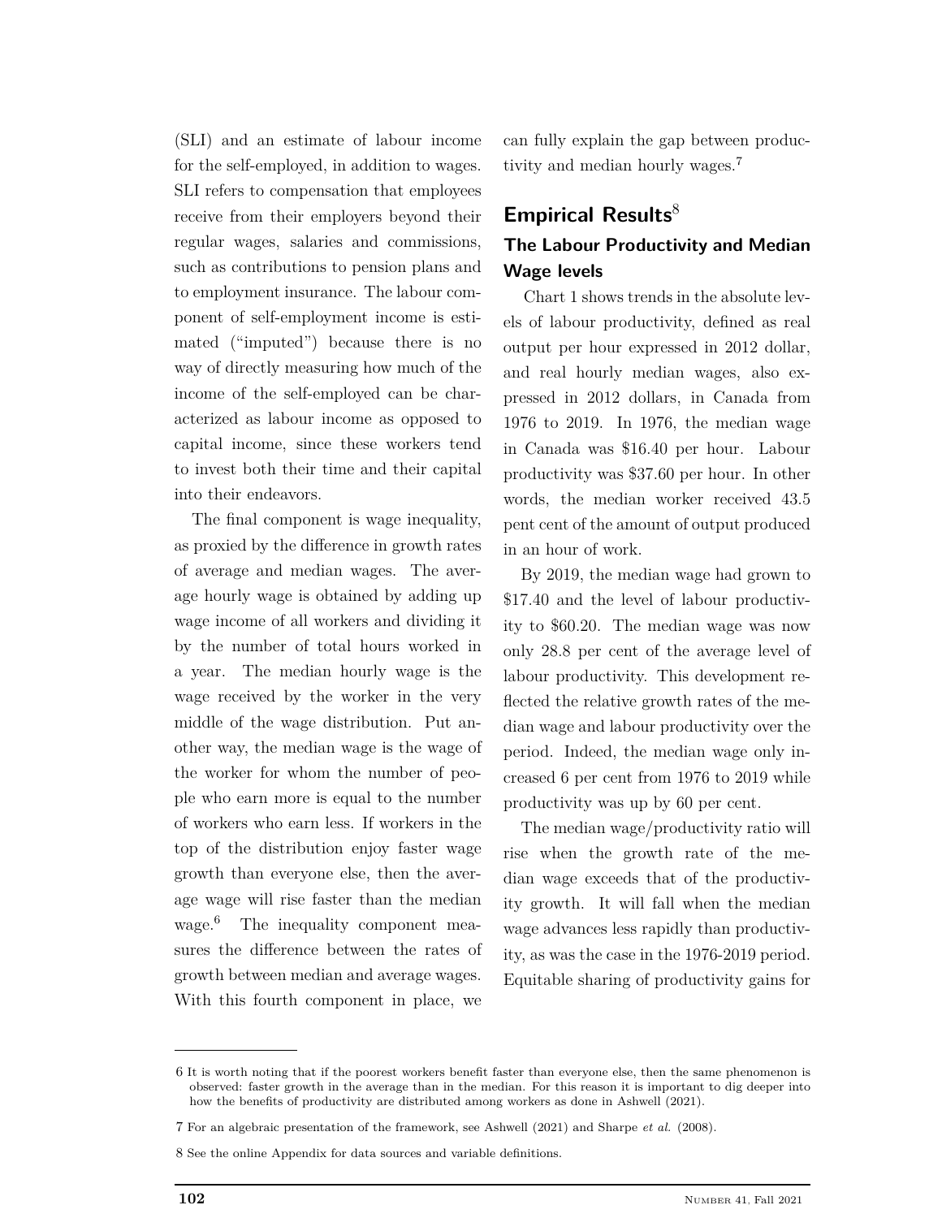(SLI) and an estimate of labour income for the self-employed, in addition to wages. SLI refers to compensation that employees receive from their employers beyond their regular wages, salaries and commissions, such as contributions to pension plans and to employment insurance. The labour component of self-employment income is estimated ("imputed") because there is no way of directly measuring how much of the income of the self-employed can be characterized as labour income as opposed to capital income, since these workers tend to invest both their time and their capital into their endeavors.

The final component is wage inequality, as proxied by the difference in growth rates of average and median wages. The average hourly wage is obtained by adding up wage income of all workers and dividing it by the number of total hours worked in a year. The median hourly wage is the wage received by the worker in the very middle of the wage distribution. Put another way, the median wage is the wage of the worker for whom the number of people who earn more is equal to the number of workers who earn less. If workers in the top of the distribution enjoy faster wage growth than everyone else, then the average wage will rise faster than the median wage.[6] The inequality component measures the difference between the rates of growth between median and average wages. With this fourth component in place, we can fully explain the gap between productivity and median hourly wages.[7]

## Empirical Results[8]

### The Labour Productivity and Median Wage levels

Chart 1 shows trends in the absolute levels of labour productivity, defined as real output per hour expressed in 2012 dollar, and real hourly median wages, also expressed in 2012 dollars, in Canada from 1976 to 2019. In 1976, the median wage in Canada was $16.40 per hour. Labour productivity was $37.60 per hour. In other words, the median worker received 43.5 pent cent of the amount of output produced in an hour of work.

By 2019, the median wage had grown to $17.40 and the level of labour productivity to $60.20. The median wage was now only 28.8 per cent of the average level of labour productivity. This development reflected the relative growth rates of the median wage and labour productivity over the period. Indeed, the median wage only increased 6 per cent from 1976 to 2019 while productivity was up by 60 per cent.

The median wage/productivity ratio will rise when the growth rate of the median wage exceeds that of the productivity growth. It will fall when the median wage advances less rapidly than productivity, as was the case in the 1976-2019 period. Equitable sharing of productivity gains for

---

6 It is worth noting that if the poorest workers benefit faster than everyone else, then the same phenomenon is observed: faster growth in the average than in the median. For this reason it is important to dig deeper into how the benefits of productivity are distributed among workers as done in Ashwell (2021).

7 For an algebraic presentation of the framework, see Ashwell (2021) and Sharpe *et al.* (2008).

8 See the online Appendix for data sources and variable definitions.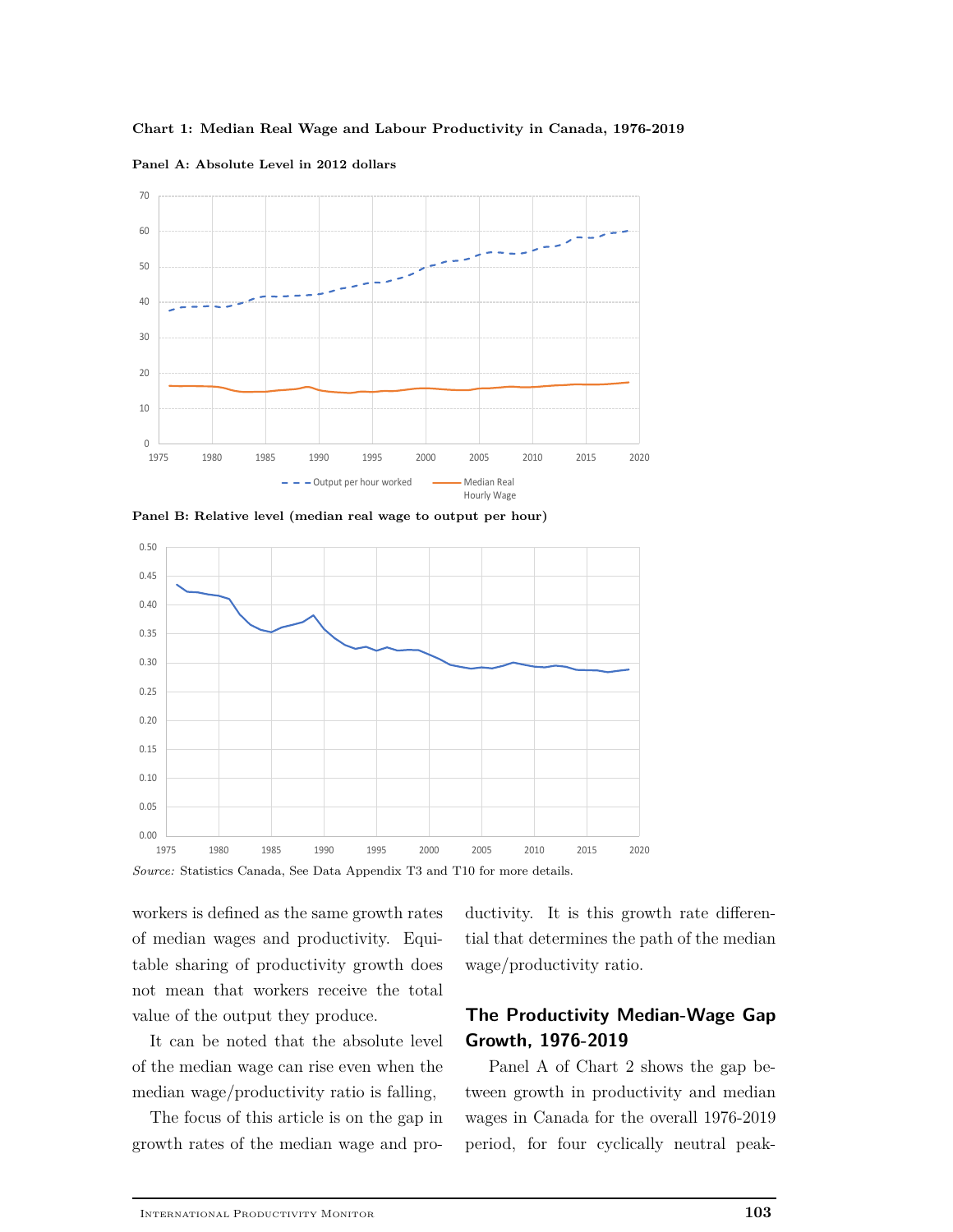**Chart 1: Median Real Wage and Labour Productivity in Canada, 1976-2019**

**Panel A: Absolute Level in 2012 dollars**

**Panel B: Relative level (median real wage to output per hour)**

*Source:* Statistics Canada, See Data Appendix T3 and T10 for more details.

workers is defined as the same growth rates of median wages and productivity. Equitable sharing of productivity growth does not mean that workers receive the total value of the output they produce.

It can be noted that the absolute level of the median wage can rise even when the median wage/productivity ratio is falling,

The focus of this article is on the gap in growth rates of the median wage and productivity. It is this growth rate differential that determines the path of the median wage/productivity ratio.

## The Productivity Median-Wage Gap Growth, 1976-2019

Panel A of Chart 2 shows the gap between growth in productivity and median wages in Canada for the overall 1976-2019 period, for four cyclically neutral peak-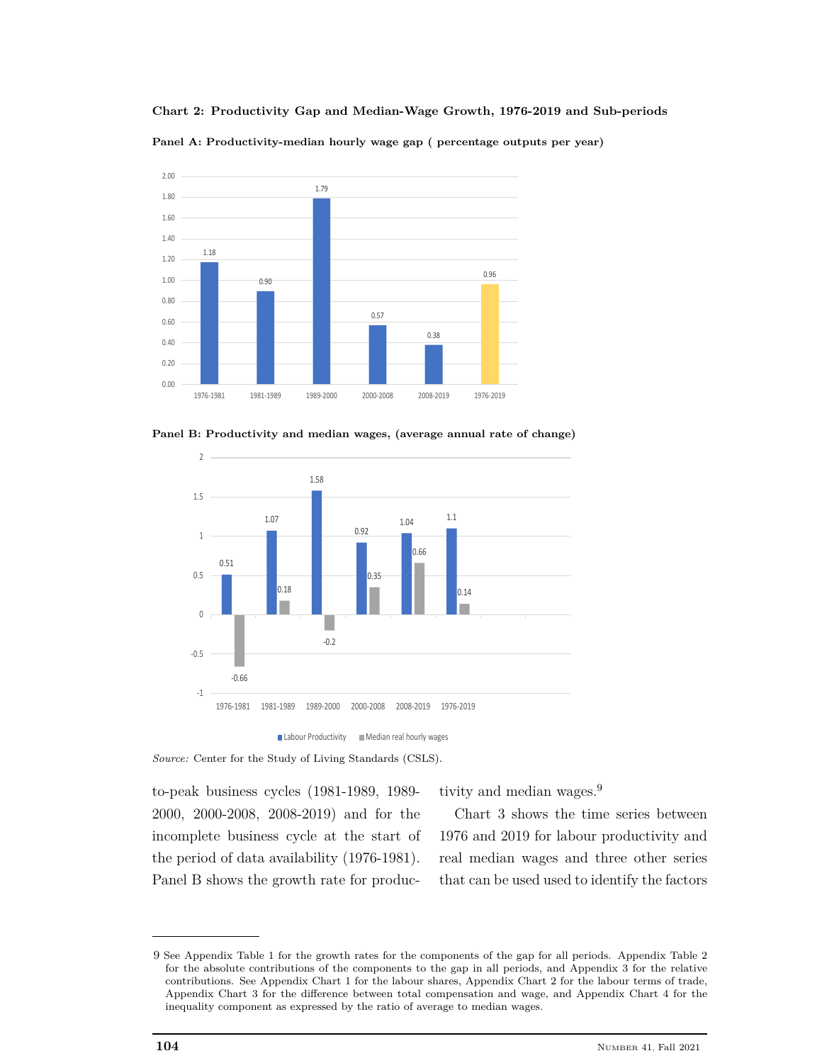**Chart 2: Productivity Gap and Median-Wage Growth, 1976-2019 and Sub-periods**

**Panel A: Productivity-median hourly wage gap ( percentage outputs per year)**

| Period | Gap |
|---|---|
| 1976-1981 | 1.18 |
| 1981-1989 | 0.90 |
| 1989-2000 | 1.79 |
| 2000-2008 | 0.57 |
| 2008-2019 | 0.38 |
| 1976-2019 | 0.96 |

**Panel B: Productivity and median wages, (average annual rate of change)**

| Period | Labour Productivity | Median real hourly wages |
|---|---|---|
| 1976-1981 | 0.51 | -0.66 |
| 1981-1989 | 1.07 | 0.18 |
| 1989-2000 | 1.58 | -0.2 |
| 2000-2008 | 0.92 | 0.35 |
| 2008-2019 | 1.04 | 0.66 |
| 1976-2019 | 1.1 | 0.14 |

*Source:* Center for the Study of Living Standards (CSLS).

to-peak business cycles (1981-1989, 1989-2000, 2000-2008, 2008-2019) and for the incomplete business cycle at the start of the period of data availability (1976-1981). Panel B shows the growth rate for productivity and median wages.[9]

Chart 3 shows the time series between 1976 and 2019 for labour productivity and real median wages and three other series that can be used used to identify the factors

---

9 See Appendix Table 1 for the growth rates for the components of the gap for all periods. Appendix Table 2 for the absolute contributions of the components to the gap in all periods, and Appendix 3 for the relative contributions. See Appendix Chart 1 for the labour shares, Appendix Chart 2 for the labour terms of trade, Appendix Chart 3 for the difference between total compensation and wage, and Appendix Chart 4 for the inequality component as expressed by the ratio of average to median wages.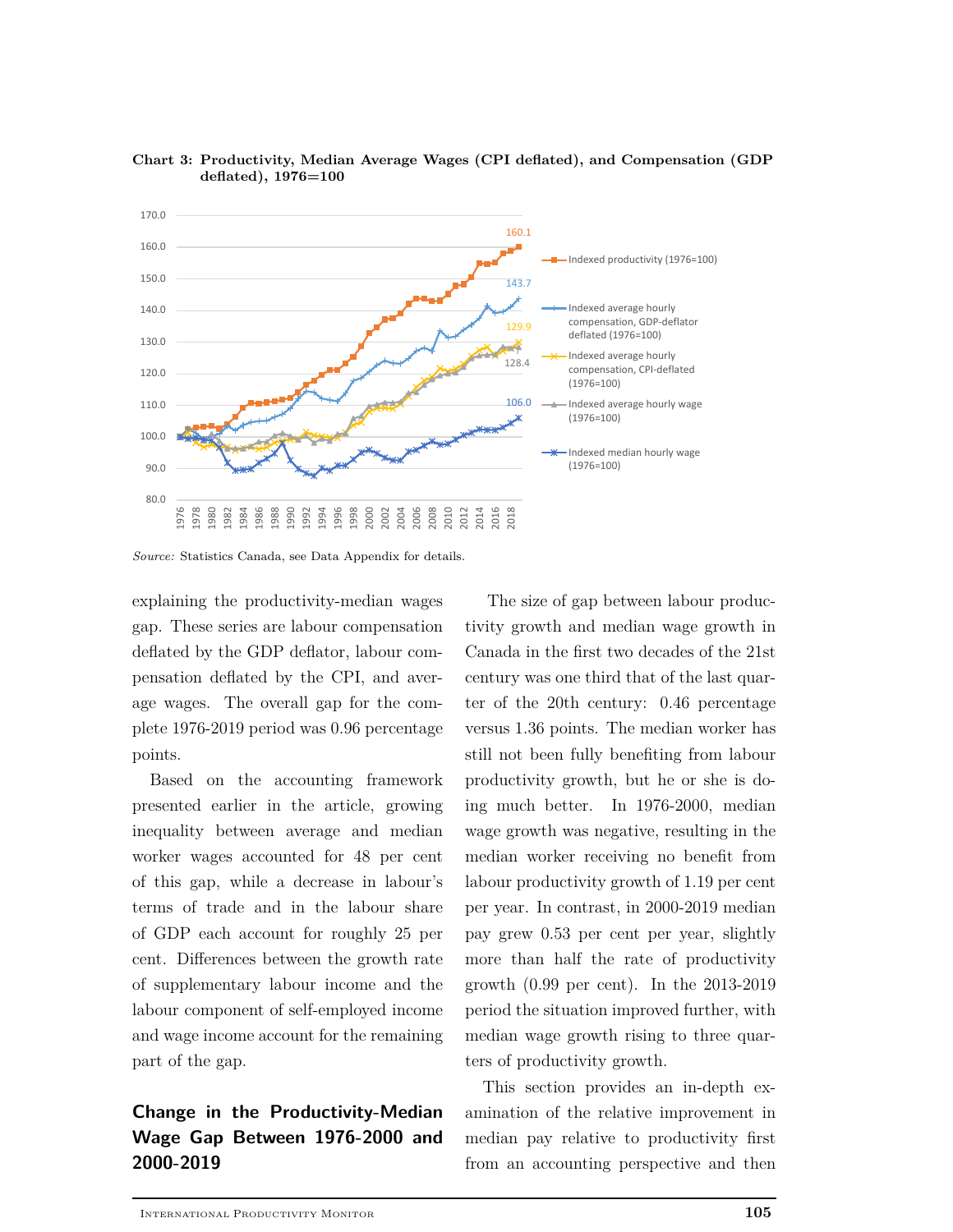**Chart 3: Productivity, Median Average Wages (CPI deflated), and Compensation (GDP deflated), 1976=100**

*Source:* Statistics Canada, see Data Appendix for details.

explaining the productivity-median wages gap. These series are labour compensation deflated by the GDP deflator, labour compensation deflated by the CPI, and average wages. The overall gap for the complete 1976-2019 period was 0.96 percentage points.

Based on the accounting framework presented earlier in the article, growing inequality between average and median worker wages accounted for 48 per cent of this gap, while a decrease in labour's terms of trade and in the labour share of GDP each account for roughly 25 per cent. Differences between the growth rate of supplementary labour income and the labour component of self-employed income and wage income account for the remaining part of the gap.

## Change in the Productivity-Median Wage Gap Between 1976-2000 and 2000-2019

The size of gap between labour productivity growth and median wage growth in Canada in the first two decades of the 21st century was one third that of the last quarter of the 20th century: 0.46 percentage versus 1.36 points. The median worker has still not been fully benefiting from labour productivity growth, but he or she is doing much better. In 1976-2000, median wage growth was negative, resulting in the median worker receiving no benefit from labour productivity growth of 1.19 per cent per year. In contrast, in 2000-2019 median pay grew 0.53 per cent per year, slightly more than half the rate of productivity growth (0.99 per cent). In the 2013-2019 period the situation improved further, with median wage growth rising to three quarters of productivity growth.

This section provides an in-depth examination of the relative improvement in median pay relative to productivity first from an accounting perspective and then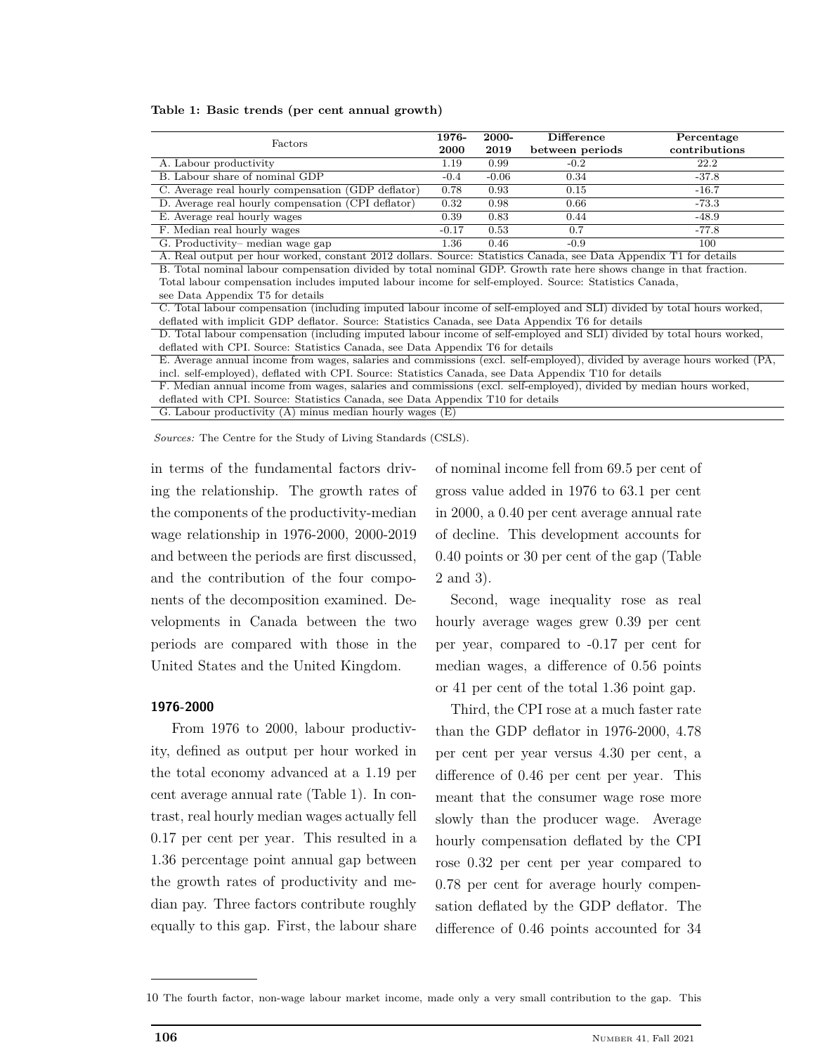**Table 1: Basic trends (per cent annual growth)**

| Factors | 1976-2000 | 2000-2019 | Difference between periods | Percentage contributions |
|---|---|---|---|---|
| A. Labour productivity | 1.19 | 0.99 | -0.2 | 22.2 |
| B. Labour share of nominal GDP | -0.4 | -0.06 | 0.34 | -37.8 |
| C. Average real hourly compensation (GDP deflator) | 0.78 | 0.93 | 0.15 | -16.7 |
| D. Average real hourly compensation (CPI deflator) | 0.32 | 0.98 | 0.66 | -73.3 |
| E. Average real hourly wages | 0.39 | 0.83 | 0.44 | -48.9 |
| F. Median real hourly wages | -0.17 | 0.53 | 0.7 | -77.8 |
| G. Productivity– median wage gap | 1.36 | 0.46 | -0.9 | 100 |

A. Real output per hour worked, constant 2012 dollars. Source: Statistics Canada, see Data Appendix T1 for details

B. Total nominal labour compensation divided by total nominal GDP. Growth rate here shows change in that fraction. Total labour compensation includes imputed labour income for self-employed. Source: Statistics Canada, see Data Appendix T5 for details

C. Total labour compensation (including imputed labour income of self-employed and SLI) divided by total hours worked, deflated with implicit GDP deflator. Source: Statistics Canada, see Data Appendix T6 for details

D. Total labour compensation (including imputed labour income of self-employed and SLI) divided by total hours worked, deflated with CPI. Source: Statistics Canada, see Data Appendix T6 for details

E. Average annual income from wages, salaries and commissions (excl. self-employed), divided by average hours worked (PA, incl. self-employed), deflated with CPI. Source: Statistics Canada, see Data Appendix T10 for details

F. Median annual income from wages, salaries and commissions (excl. self-employed), divided by median hours worked, deflated with CPI. Source: Statistics Canada, see Data Appendix T10 for details

G. Labour productivity (A) minus median hourly wages (E)

*Sources:* The Centre for the Study of Living Standards (CSLS).

in terms of the fundamental factors driving the relationship. The growth rates of the components of the productivity-median wage relationship in 1976-2000, 2000-2019 and between the periods are first discussed, and the contribution of the four components of the decomposition examined. Developments in Canada between the two periods are compared with those in the United States and the United Kingdom.

### 1976-2000

From 1976 to 2000, labour productivity, defined as output per hour worked in the total economy advanced at a 1.19 per cent average annual rate (Table 1). In contrast, real hourly median wages actually fell 0.17 per cent per year. This resulted in a 1.36 percentage point annual gap between the growth rates of productivity and median pay. Three factors contribute roughly equally to this gap. First, the labour share of nominal income fell from 69.5 per cent of gross value added in 1976 to 63.1 per cent in 2000, a 0.40 per cent average annual rate of decline. This development accounts for 0.40 points or 30 per cent of the gap (Table 2 and 3).

Second, wage inequality rose as real hourly average wages grew 0.39 per cent per year, compared to -0.17 per cent for median wages, a difference of 0.56 points or 41 per cent of the total 1.36 point gap.

Third, the CPI rose at a much faster rate than the GDP deflator in 1976-2000, 4.78 per cent per year versus 4.30 per cent, a difference of 0.46 per cent per year. This meant that the consumer wage rose more slowly than the producer wage. Average hourly compensation deflated by the CPI rose 0.32 per cent per year compared to 0.78 per cent for average hourly compensation deflated by the GDP deflator. The difference of 0.46 points accounted for 34

---

10 The fourth factor, non-wage labour market income, made only a very small contribution to the gap. This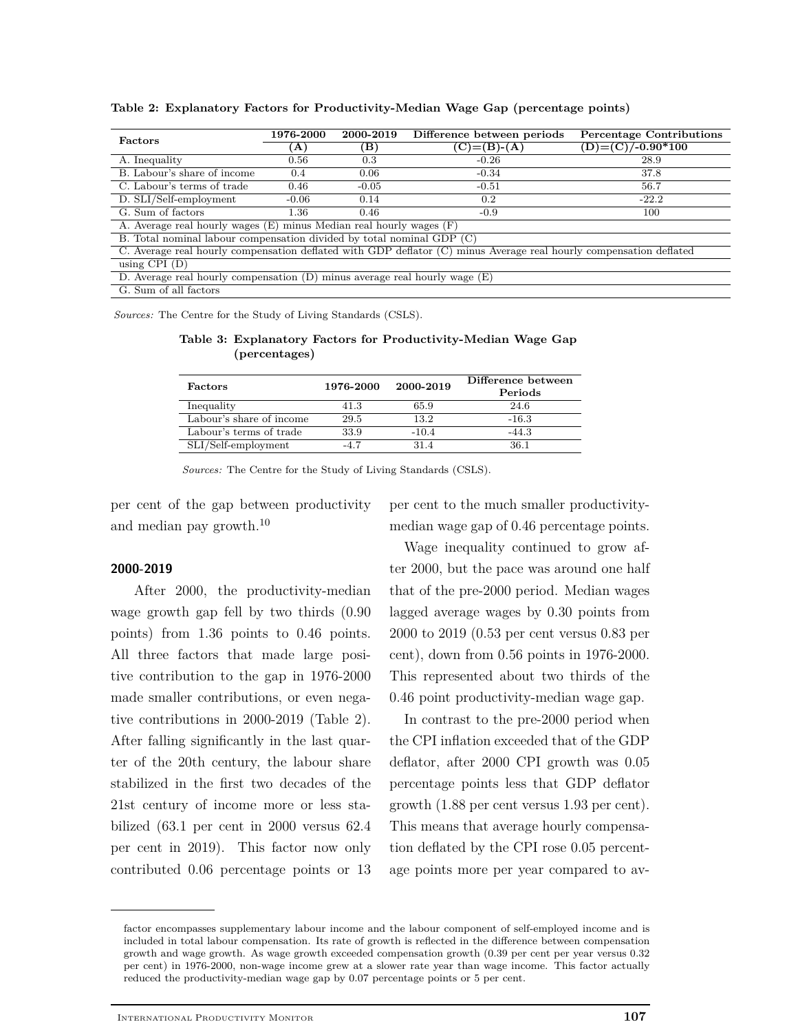**Table 2: Explanatory Factors for Productivity-Median Wage Gap (percentage points)**

| Factors | 1976-2000 (A) | 2000-2019 (B) | Difference between periods (C)=(B)-(A) | Percentage Contributions (D)=(C)/-0.90*100 |
|---|---|---|---|---|
| A. Inequality | 0.56 | 0.3 | -0.26 | 28.9 |
| B. Labour's share of income | 0.4 | 0.06 | -0.34 | 37.8 |
| C. Labour's terms of trade | 0.46 | -0.05 | -0.51 | 56.7 |
| D. SLI/Self-employment | -0.06 | 0.14 | 0.2 | -22.2 |
| G. Sum of factors | 1.36 | 0.46 | -0.9 | 100 |
| A. Average real hourly wages (E) minus Median real hourly wages (F) | | | | |
| B. Total nominal labour compensation divided by total nominal GDP (C) | | | | |
| C. Average real hourly compensation deflated with GDP deflator (C) minus Average real hourly compensation deflated using CPI (D) | | | | |
| D. Average real hourly compensation (D) minus average real hourly wage (E) | | | | |
| G. Sum of all factors | | | | |

*Sources:* The Centre for the Study of Living Standards (CSLS).

**Table 3: Explanatory Factors for Productivity-Median Wage Gap (percentages)**

| Factors | 1976-2000 | 2000-2019 | Difference between Periods |
|---|---|---|---|
| Inequality | 41.3 | 65.9 | 24.6 |
| Labour's share of income | 29.5 | 13.2 | -16.3 |
| Labour's terms of trade | 33.9 | -10.4 | -44.3 |
| SLI/Self-employment | -4.7 | 31.4 | 36.1 |

*Sources:* The Centre for the Study of Living Standards (CSLS).

per cent of the gap between productivity and median pay growth.[10]

### 2000-2019

After 2000, the productivity-median wage growth gap fell by two thirds (0.90 points) from 1.36 points to 0.46 points. All three factors that made large positive contribution to the gap in 1976-2000 made smaller contributions, or even negative contributions in 2000-2019 (Table 2). After falling significantly in the last quarter of the 20th century, the labour share stabilized in the first two decades of the 21st century of income more or less stabilized (63.1 per cent in 2000 versus 62.4 per cent in 2019). This factor now only contributed 0.06 percentage points or 13 per cent to the much smaller productivity-median wage gap of 0.46 percentage points.

Wage inequality continued to grow after 2000, but the pace was around one half that of the pre-2000 period. Median wages lagged average wages by 0.30 points from 2000 to 2019 (0.53 per cent versus 0.83 per cent), down from 0.56 points in 1976-2000. This represented about two thirds of the 0.46 point productivity-median wage gap.

In contrast to the pre-2000 period when the CPI inflation exceeded that of the GDP deflator, after 2000 CPI growth was 0.05 percentage points less that GDP deflator growth (1.88 per cent versus 1.93 per cent). This means that average hourly compensation deflated by the CPI rose 0.05 percentage points more per year compared to av-

factor encompasses supplementary labour income and the labour component of self-employed income and is included in total labour compensation. Its rate of growth is reflected in the difference between compensation growth and wage growth. As wage growth exceeded compensation growth (0.39 per cent per year versus 0.32 per cent) in 1976-2000, non-wage income grew at a slower rate year than wage income. This factor actually reduced the productivity-median wage gap by 0.07 percentage points or 5 per cent.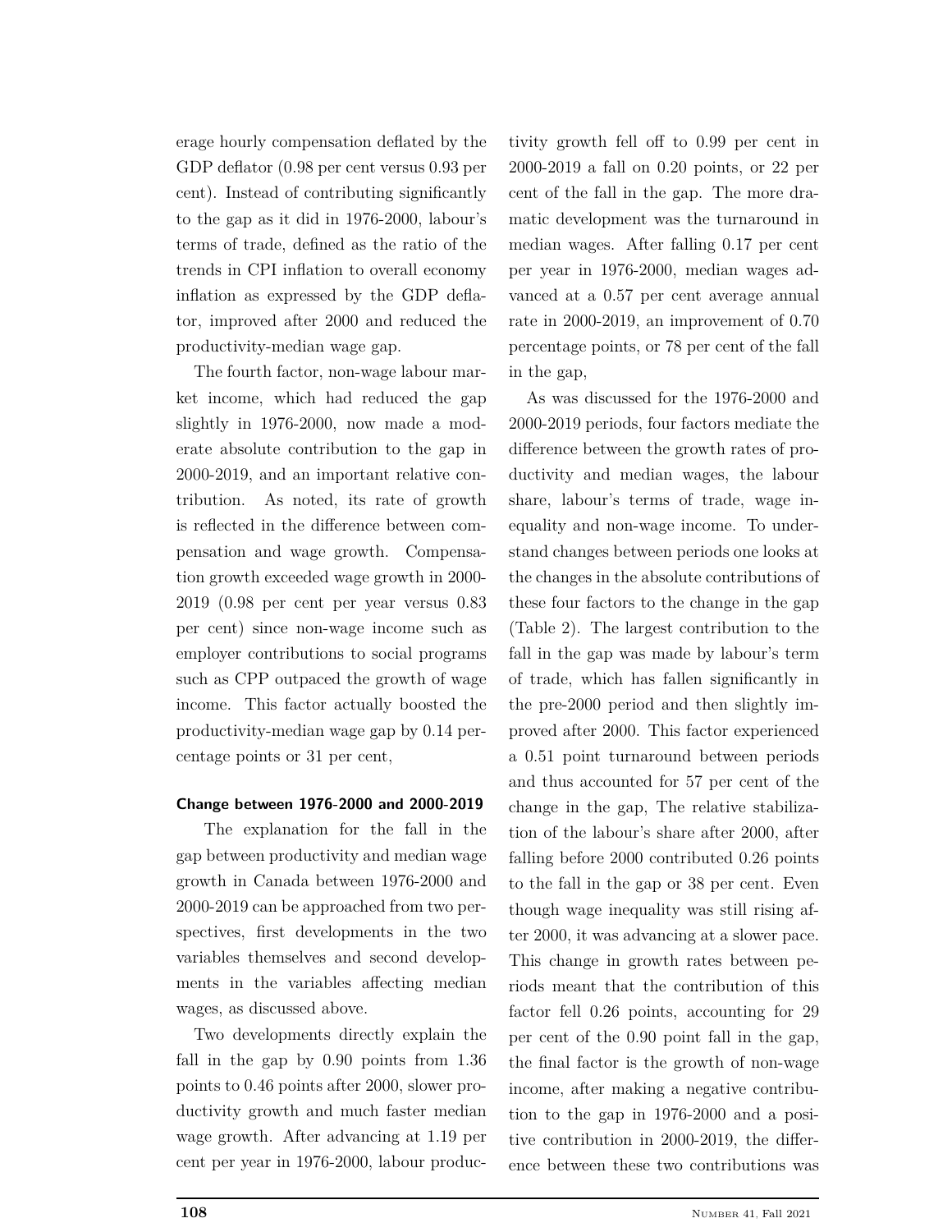erage hourly compensation deflated by the GDP deflator (0.98 per cent versus 0.93 per cent). Instead of contributing significantly to the gap as it did in 1976-2000, labour's terms of trade, defined as the ratio of the trends in CPI inflation to overall economy inflation as expressed by the GDP deflator, improved after 2000 and reduced the productivity-median wage gap.

The fourth factor, non-wage labour market income, which had reduced the gap slightly in 1976-2000, now made a moderate absolute contribution to the gap in 2000-2019, and an important relative contribution. As noted, its rate of growth is reflected in the difference between compensation and wage growth. Compensation growth exceeded wage growth in 2000-2019 (0.98 per cent per year versus 0.83 per cent) since non-wage income such as employer contributions to social programs such as CPP outpaced the growth of wage income. This factor actually boosted the productivity-median wage gap by 0.14 percentage points or 31 per cent,

#### Change between 1976-2000 and 2000-2019

The explanation for the fall in the gap between productivity and median wage growth in Canada between 1976-2000 and 2000-2019 can be approached from two perspectives, first developments in the two variables themselves and second developments in the variables affecting median wages, as discussed above.

Two developments directly explain the fall in the gap by 0.90 points from 1.36 points to 0.46 points after 2000, slower productivity growth and much faster median wage growth. After advancing at 1.19 per cent per year in 1976-2000, labour productivity growth fell off to 0.99 per cent in 2000-2019 a fall on 0.20 points, or 22 per cent of the fall in the gap. The more dramatic development was the turnaround in median wages. After falling 0.17 per cent per year in 1976-2000, median wages advanced at a 0.57 per cent average annual rate in 2000-2019, an improvement of 0.70 percentage points, or 78 per cent of the fall in the gap,

As was discussed for the 1976-2000 and 2000-2019 periods, four factors mediate the difference between the growth rates of productivity and median wages, the labour share, labour's terms of trade, wage inequality and non-wage income. To understand changes between periods one looks at the changes in the absolute contributions of these four factors to the change in the gap (Table 2). The largest contribution to the fall in the gap was made by labour's term of trade, which has fallen significantly in the pre-2000 period and then slightly improved after 2000. This factor experienced a 0.51 point turnaround between periods and thus accounted for 57 per cent of the change in the gap, The relative stabilization of the labour's share after 2000, after falling before 2000 contributed 0.26 points to the fall in the gap or 38 per cent. Even though wage inequality was still rising after 2000, it was advancing at a slower pace. This change in growth rates between periods meant that the contribution of this factor fell 0.26 points, accounting for 29 per cent of the 0.90 point fall in the gap, the final factor is the growth of non-wage income, after making a negative contribution to the gap in 1976-2000 and a positive contribution in 2000-2019, the difference between these two contributions was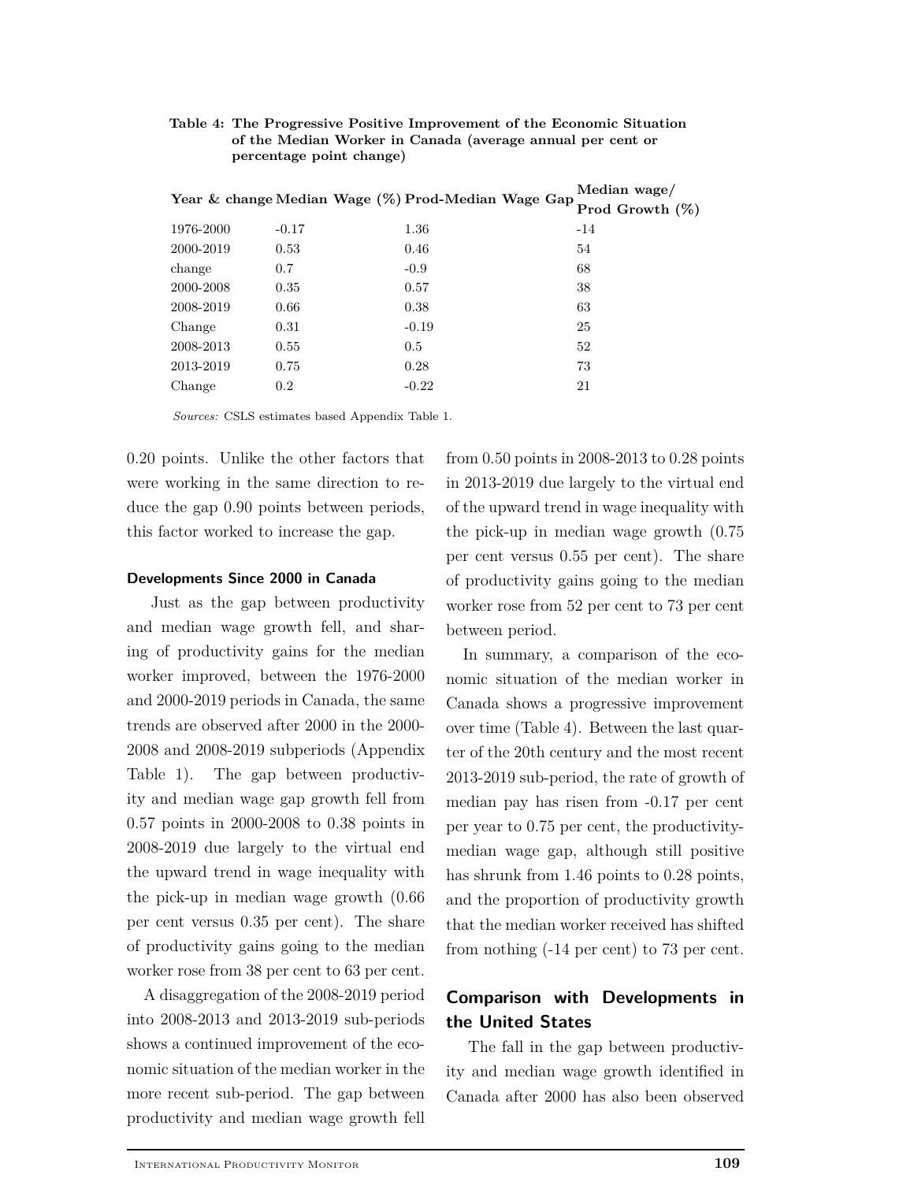**Table 4: The Progressive Positive Improvement of the Economic Situation of the Median Worker in Canada (average annual per cent or percentage point change)**

| Year & change | Median Wage (%) | Prod-Median Wage Gap | Median wage/ Prod Growth (%) |
|---|---|---|---|
| 1976-2000 | -0.17 | 1.36 | -14 |
| 2000-2019 | 0.53 | 0.46 | 54 |
| change | 0.7 | -0.9 | 68 |
| 2000-2008 | 0.35 | 0.57 | 38 |
| 2008-2019 | 0.66 | 0.38 | 63 |
| Change | 0.31 | -0.19 | 25 |
| 2008-2013 | 0.55 | 0.5 | 52 |
| 2013-2019 | 0.75 | 0.28 | 73 |
| Change | 0.2 | -0.22 | 21 |

*Sources:* CSLS estimates based Appendix Table 1.

0.20 points. Unlike the other factors that were working in the same direction to reduce the gap 0.90 points between periods, this factor worked to increase the gap.

#### Developments Since 2000 in Canada

Just as the gap between productivity and median wage growth fell, and sharing of productivity gains for the median worker improved, between the 1976-2000 and 2000-2019 periods in Canada, the same trends are observed after 2000 in the 2000-2008 and 2008-2019 subperiods (Appendix Table 1). The gap between productivity and median wage gap growth fell from 0.57 points in 2000-2008 to 0.38 points in 2008-2019 due largely to the virtual end the upward trend in wage inequality with the pick-up in median wage growth (0.66 per cent versus 0.35 per cent). The share of productivity gains going to the median worker rose from 38 per cent to 63 per cent.

A disaggregation of the 2008-2019 period into 2008-2013 and 2013-2019 sub-periods shows a continued improvement of the economic situation of the median worker in the more recent sub-period. The gap between productivity and median wage growth fell from 0.50 points in 2008-2013 to 0.28 points in 2013-2019 due largely to the virtual end of the upward trend in wage inequality with the pick-up in median wage growth (0.75 per cent versus 0.55 per cent). The share of productivity gains going to the median worker rose from 52 per cent to 73 per cent between period.

In summary, a comparison of the economic situation of the median worker in Canada shows a progressive improvement over time (Table 4). Between the last quarter of the 20th century and the most recent 2013-2019 sub-period, the rate of growth of median pay has risen from -0.17 per cent per year to 0.75 per cent, the productivity-median wage gap, although still positive has shrunk from 1.46 points to 0.28 points, and the proportion of productivity growth that the median worker received has shifted from nothing (-14 per cent) to 73 per cent.

## Comparison with Developments in the United States

The fall in the gap between productivity and median wage growth identified in Canada after 2000 has also been observed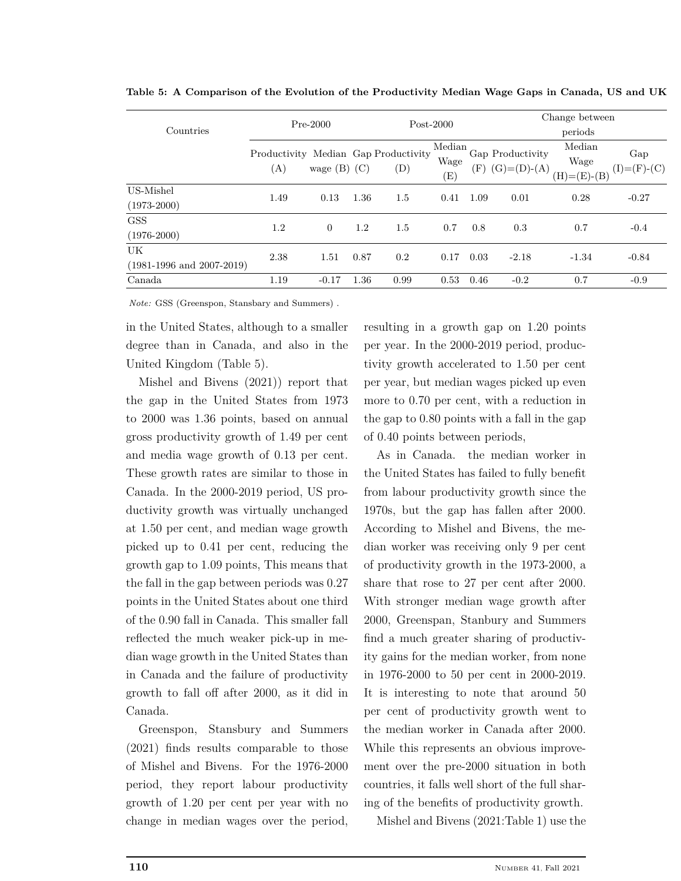**Table 5: A Comparison of the Evolution of the Productivity Median Wage Gaps in Canada, US and UK**

| Countries | Pre-2000 | | | Post-2000 | | | Change between periods | | |
|---|---|---|---|---|---|---|---|---|---|
| | Productivity (A) | Median wage (B) | Gap (C) | Productivity (D) | Median Wage (E) | Gap (F) | Productivity (G)=(D)-(A) | Median Wage (H)=(E)-(B) | Gap (I)=(F)-(C) |
| US-Mishel (1973-2000) | 1.49 | 0.13 | 1.36 | 1.5 | 0.41 | 1.09 | 0.01 | 0.28 | -0.27 |
| GSS (1976-2000) | 1.2 | 0 | 1.2 | 1.5 | 0.7 | 0.8 | 0.3 | 0.7 | -0.4 |
| UK (1981-1996 and 2007-2019) | 2.38 | 1.51 | 0.87 | 0.2 | 0.17 | 0.03 | -2.18 | -1.34 | -0.84 |
| Canada | 1.19 | -0.17 | 1.36 | 0.99 | 0.53 | 0.46 | -0.2 | 0.7 | -0.9 |

*Note:* GSS (Greenspon, Stansbary and Summers) .

in the United States, although to a smaller degree than in Canada, and also in the United Kingdom (Table 5).

Mishel and Bivens (2021)) report that the gap in the United States from 1973 to 2000 was 1.36 points, based on annual gross productivity growth of 1.49 per cent and media wage growth of 0.13 per cent. These growth rates are similar to those in Canada. In the 2000-2019 period, US productivity growth was virtually unchanged at 1.50 per cent, and median wage growth picked up to 0.41 per cent, reducing the growth gap to 1.09 points, This means that the fall in the gap between periods was 0.27 points in the United States about one third of the 0.90 fall in Canada. This smaller fall reflected the much weaker pick-up in median wage growth in the United States than in Canada and the failure of productivity growth to fall off after 2000, as it did in Canada.

Greenspon, Stansbury and Summers (2021) finds results comparable to those of Mishel and Bivens. For the 1976-2000 period, they report labour productivity growth of 1.20 per cent per year with no change in median wages over the period, resulting in a growth gap on 1.20 points per year. In the 2000-2019 period, productivity growth accelerated to 1.50 per cent per year, but median wages picked up even more to 0.70 per cent, with a reduction in the gap to 0.80 points with a fall in the gap of 0.40 points between periods,

As in Canada. the median worker in the United States has failed to fully benefit from labour productivity growth since the 1970s, but the gap has fallen after 2000. According to Mishel and Bivens, the median worker was receiving only 9 per cent of productivity growth in the 1973-2000, a share that rose to 27 per cent after 2000. With stronger median wage growth after 2000, Greenspan, Stanbury and Summers find a much greater sharing of productivity gains for the median worker, from none in 1976-2000 to 50 per cent in 2000-2019. It is interesting to note that around 50 per cent of productivity growth went to the median worker in Canada after 2000. While this represents an obvious improvement over the pre-2000 situation in both countries, it falls well short of the full sharing of the benefits of productivity growth.

Mishel and Bivens (2021:Table 1) use the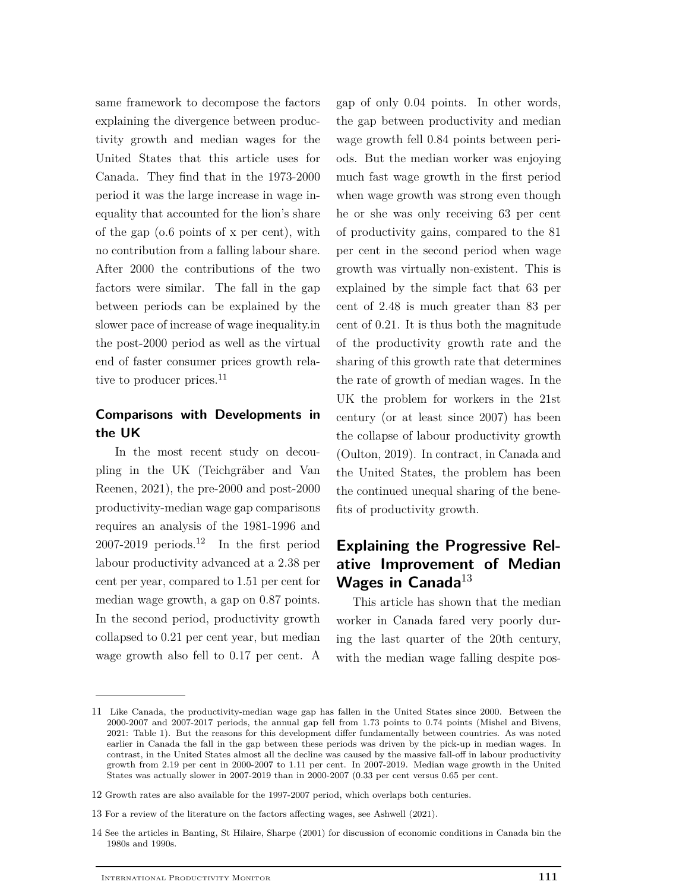same framework to decompose the factors explaining the divergence between productivity growth and median wages for the United States that this article uses for Canada. They find that in the 1973-2000 period it was the large increase in wage inequality that accounted for the lion's share of the gap (o.6 points of x per cent), with no contribution from a falling labour share. After 2000 the contributions of the two factors were similar. The fall in the gap between periods can be explained by the slower pace of increase of wage inequality.in the post-2000 period as well as the virtual end of faster consumer prices growth relative to producer prices.[11]

## Comparisons with Developments in the UK

In the most recent study on decoupling in the UK (Teichgräber and Van Reenen, 2021), the pre-2000 and post-2000 productivity-median wage gap comparisons requires an analysis of the 1981-1996 and 2007-2019 periods.[12] In the first period labour productivity advanced at a 2.38 per cent per year, compared to 1.51 per cent for median wage growth, a gap on 0.87 points. In the second period, productivity growth collapsed to 0.21 per cent year, but median wage growth also fell to 0.17 per cent. A gap of only 0.04 points. In other words, the gap between productivity and median wage growth fell 0.84 points between periods. But the median worker was enjoying much fast wage growth in the first period when wage growth was strong even though he or she was only receiving 63 per cent of productivity gains, compared to the 81 per cent in the second period when wage growth was virtually non-existent. This is explained by the simple fact that 63 per cent of 2.48 is much greater than 83 per cent of 0.21. It is thus both the magnitude of the productivity growth rate and the sharing of this growth rate that determines the rate of growth of median wages. In the UK the problem for workers in the 21st century (or at least since 2007) has been the collapse of labour productivity growth (Oulton, 2019). In contract, in Canada and the United States, the problem has been the continued unequal sharing of the benefits of productivity growth.

## Explaining the Progressive Relative Improvement of Median Wages in Canada[13]

This article has shown that the median worker in Canada fared very poorly during the last quarter of the 20th century, with the median wage falling despite pos-

---

11 Like Canada, the productivity-median wage gap has fallen in the United States since 2000. Between the 2000-2007 and 2007-2017 periods, the annual gap fell from 1.73 points to 0.74 points (Mishel and Bivens, 2021: Table 1). But the reasons for this development differ fundamentally between countries. As was noted earlier in Canada the fall in the gap between these periods was driven by the pick-up in median wages. In contrast, in the United States almost all the decline was caused by the massive fall-off in labour productivity growth from 2.19 per cent in 2000-2007 to 1.11 per cent. In 2007-2019. Median wage growth in the United States was actually slower in 2007-2019 than in 2000-2007 (0.33 per cent versus 0.65 per cent.

12 Growth rates are also available for the 1997-2007 period, which overlaps both centuries.

13 For a review of the literature on the factors affecting wages, see Ashwell (2021).

14 See the articles in Banting, St Hilaire, Sharpe (2001) for discussion of economic conditions in Canada bin the 1980s and 1990s.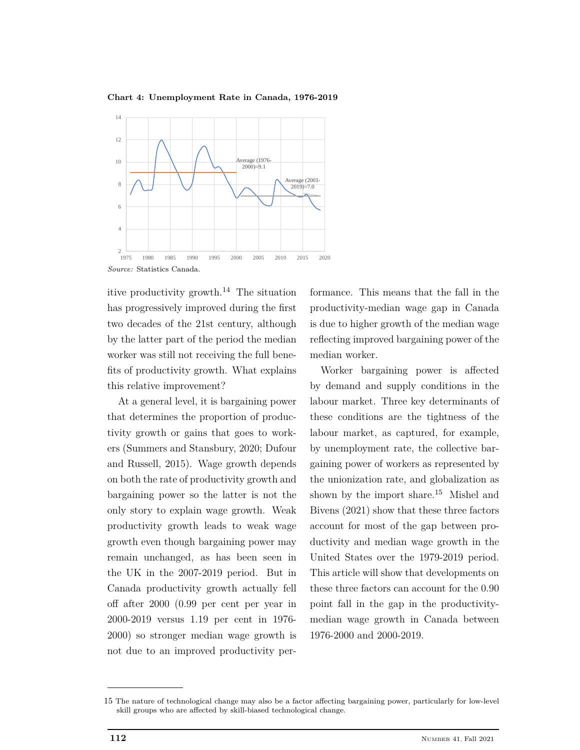**Chart 4: Unemployment Rate in Canada, 1976-2019**

*Source:* Statistics Canada.

itive productivity growth.[14] The situation has progressively improved during the first two decades of the 21st century, although by the latter part of the period the median worker was still not receiving the full benefits of productivity growth. What explains this relative improvement?

At a general level, it is bargaining power that determines the proportion of productivity growth or gains that goes to workers (Summers and Stansbury, 2020; Dufour and Russell, 2015). Wage growth depends on both the rate of productivity growth and bargaining power so the latter is not the only story to explain wage growth. Weak productivity growth leads to weak wage growth even though bargaining power may remain unchanged, as has been seen in the UK in the 2007-2019 period. But in Canada productivity growth actually fell off after 2000 (0.99 per cent per year in 2000-2019 versus 1.19 per cent in 1976-2000) so stronger median wage growth is not due to an improved productivity performance. This means that the fall in the productivity-median wage gap in Canada is due to higher growth of the median wage reflecting improved bargaining power of the median worker.

Worker bargaining power is affected by demand and supply conditions in the labour market. Three key determinants of these conditions are the tightness of the labour market, as captured, for example, by unemployment rate, the collective bargaining power of workers as represented by the unionization rate, and globalization as shown by the import share.[15] Mishel and Bivens (2021) show that these three factors account for most of the gap between productivity and median wage growth in the United States over the 1979-2019 period. This article will show that developments on these three factors can account for the 0.90 point fall in the gap in the productivity-median wage growth in Canada between 1976-2000 and 2000-2019.

---

15 The nature of technological change may also be a factor affecting bargaining power, particularly for low-level skill groups who are affected by skill-biased technological change.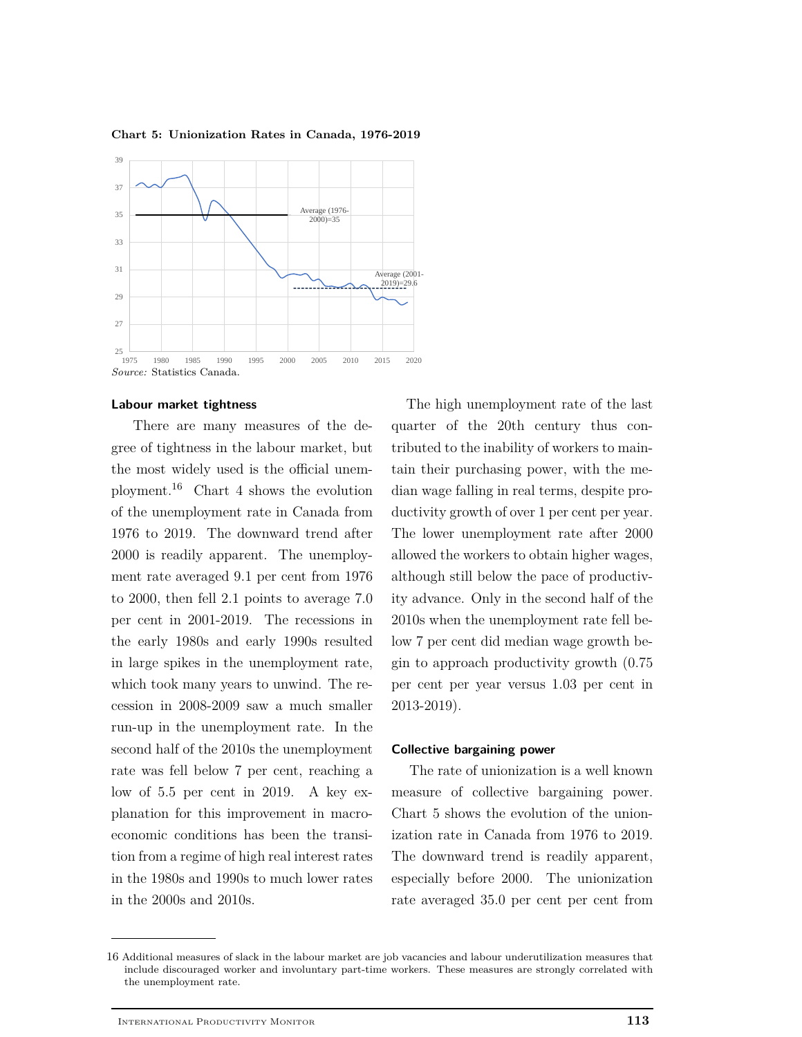**Chart 5: Unionization Rates in Canada, 1976-2019**

*Source:* Statistics Canada.

### Labour market tightness

There are many measures of the degree of tightness in the labour market, but the most widely used is the official unemployment.[16] Chart 4 shows the evolution of the unemployment rate in Canada from 1976 to 2019. The downward trend after 2000 is readily apparent. The unemployment rate averaged 9.1 per cent from 1976 to 2000, then fell 2.1 points to average 7.0 per cent in 2001-2019. The recessions in the early 1980s and early 1990s resulted in large spikes in the unemployment rate, which took many years to unwind. The recession in 2008-2009 saw a much smaller run-up in the unemployment rate. In the second half of the 2010s the unemployment rate was fell below 7 per cent, reaching a low of 5.5 per cent in 2019. A key explanation for this improvement in macroeconomic conditions has been the transition from a regime of high real interest rates in the 1980s and 1990s to much lower rates in the 2000s and 2010s.

The high unemployment rate of the last quarter of the 20th century thus contributed to the inability of workers to maintain their purchasing power, with the median wage falling in real terms, despite productivity growth of over 1 per cent per year. The lower unemployment rate after 2000 allowed the workers to obtain higher wages, although still below the pace of productivity advance. Only in the second half of the 2010s when the unemployment rate fell below 7 per cent did median wage growth begin to approach productivity growth (0.75 per cent per year versus 1.03 per cent in 2013-2019).

### Collective bargaining power

The rate of unionization is a well known measure of collective bargaining power. Chart 5 shows the evolution of the unionization rate in Canada from 1976 to 2019. The downward trend is readily apparent, especially before 2000. The unionization rate averaged 35.0 per cent per cent from

---

16 Additional measures of slack in the labour market are job vacancies and labour underutilization measures that include discouraged worker and involuntary part-time workers. These measures are strongly correlated with the unemployment rate.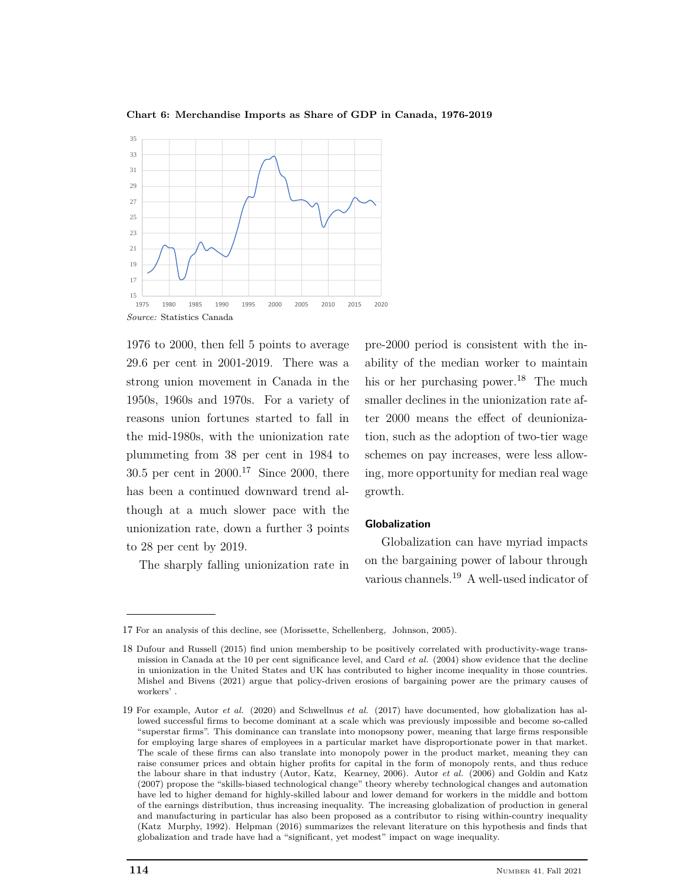**Chart 6: Merchandise Imports as Share of GDP in Canada, 1976-2019**

*Source:* Statistics Canada

1976 to 2000, then fell 5 points to average 29.6 per cent in 2001-2019. There was a strong union movement in Canada in the 1950s, 1960s and 1970s. For a variety of reasons union fortunes started to fall in the mid-1980s, with the unionization rate plummeting from 38 per cent in 1984 to 30.5 per cent in 2000.[17] Since 2000, there has been a continued downward trend although at a much slower pace with the unionization rate, down a further 3 points to 28 per cent by 2019.

The sharply falling unionization rate in pre-2000 period is consistent with the inability of the median worker to maintain his or her purchasing power.[18] The much smaller declines in the unionization rate after 2000 means the effect of deunionization, such as the adoption of two-tier wage schemes on pay increases, were less allowing, more opportunity for median real wage growth.

### Globalization

Globalization can have myriad impacts on the bargaining power of labour through various channels.[19] A well-used indicator of

---

17 For an analysis of this decline, see (Morissette, Schellenberg, Johnson, 2005).

18 Dufour and Russell (2015) find union membership to be positively correlated with productivity-wage transmission in Canada at the 10 per cent significance level, and Card *et al.* (2004) show evidence that the decline in unionization in the United States and UK has contributed to higher income inequality in those countries. Mishel and Bivens (2021) argue that policy-driven erosions of bargaining power are the primary causes of workers' .

19 For example, Autor *et al.* (2020) and Schwellnus *et al.* (2017) have documented, how globalization has allowed successful firms to become dominant at a scale which was previously impossible and become so-called "superstar firms". This dominance can translate into monopsony power, meaning that large firms responsible for employing large shares of employees in a particular market have disproportionate power in that market. The scale of these firms can also translate into monopoly power in the product market, meaning they can raise consumer prices and obtain higher profits for capital in the form of monopoly rents, and thus reduce the labour share in that industry (Autor, Katz, Kearney, 2006). Autor *et al.* (2006) and Goldin and Katz (2007) propose the "skills-biased technological change" theory whereby technological changes and automation have led to higher demand for highly-skilled labour and lower demand for workers in the middle and bottom of the earnings distribution, thus increasing inequality. The increasing globalization of production in general and manufacturing in particular has also been proposed as a contributor to rising within-country inequality (Katz Murphy, 1992). Helpman (2016) summarizes the relevant literature on this hypothesis and finds that globalization and trade have had a "significant, yet modest" impact on wage inequality.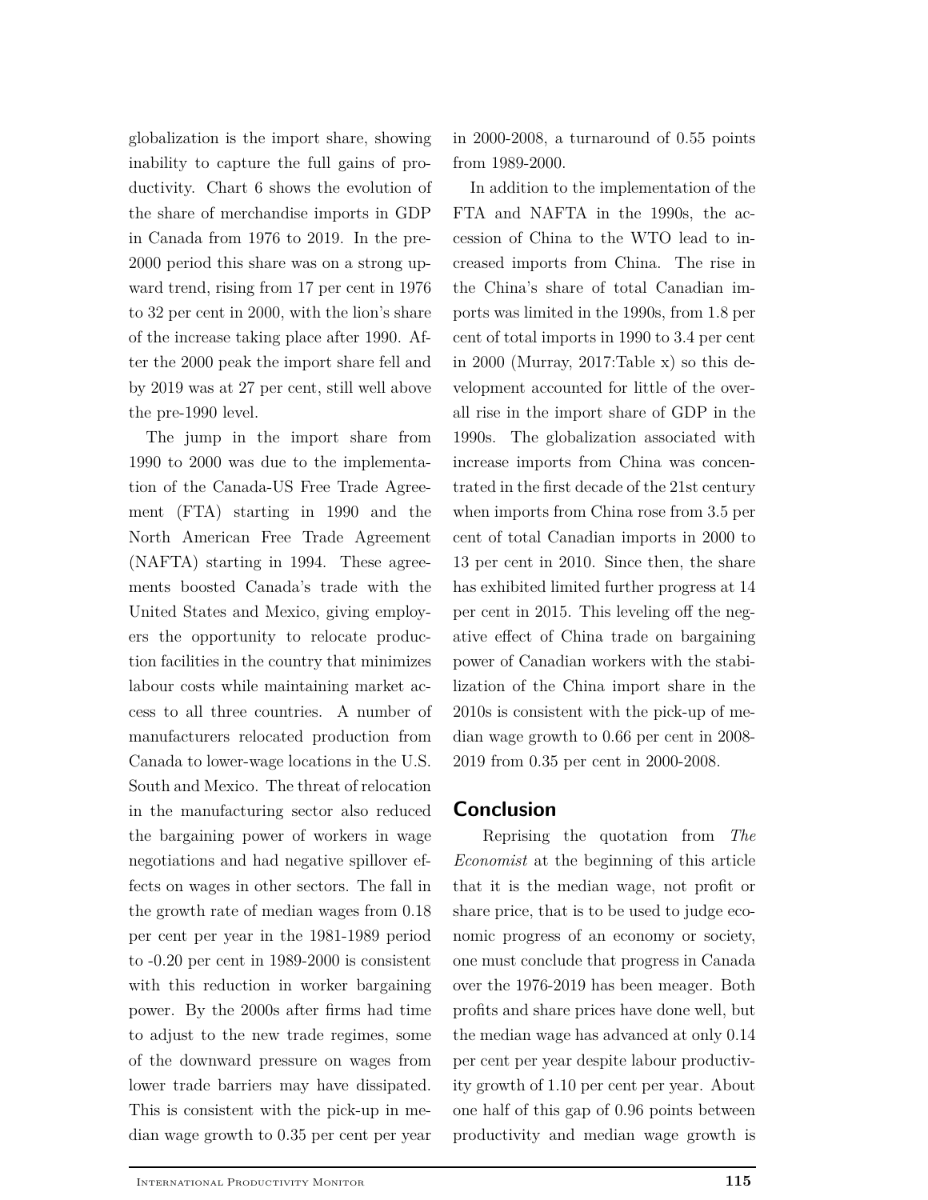globalization is the import share, showing inability to capture the full gains of productivity. Chart 6 shows the evolution of the share of merchandise imports in GDP in Canada from 1976 to 2019. In the pre-2000 period this share was on a strong upward trend, rising from 17 per cent in 1976 to 32 per cent in 2000, with the lion's share of the increase taking place after 1990. After the 2000 peak the import share fell and by 2019 was at 27 per cent, still well above the pre-1990 level.

The jump in the import share from 1990 to 2000 was due to the implementation of the Canada-US Free Trade Agreement (FTA) starting in 1990 and the North American Free Trade Agreement (NAFTA) starting in 1994. These agreements boosted Canada's trade with the United States and Mexico, giving employers the opportunity to relocate production facilities in the country that minimizes labour costs while maintaining market access to all three countries. A number of manufacturers relocated production from Canada to lower-wage locations in the U.S. South and Mexico. The threat of relocation in the manufacturing sector also reduced the bargaining power of workers in wage negotiations and had negative spillover effects on wages in other sectors. The fall in the growth rate of median wages from 0.18 per cent per year in the 1981-1989 period to -0.20 per cent in 1989-2000 is consistent with this reduction in worker bargaining power. By the 2000s after firms had time to adjust to the new trade regimes, some of the downward pressure on wages from lower trade barriers may have dissipated. This is consistent with the pick-up in median wage growth to 0.35 per cent per year in 2000-2008, a turnaround of 0.55 points from 1989-2000.

In addition to the implementation of the FTA and NAFTA in the 1990s, the accession of China to the WTO lead to increased imports from China. The rise in the China's share of total Canadian imports was limited in the 1990s, from 1.8 per cent of total imports in 1990 to 3.4 per cent in 2000 (Murray, 2017:Table x) so this development accounted for little of the overall rise in the import share of GDP in the 1990s. The globalization associated with increase imports from China was concentrated in the first decade of the 21st century when imports from China rose from 3.5 per cent of total Canadian imports in 2000 to 13 per cent in 2010. Since then, the share has exhibited limited further progress at 14 per cent in 2015. This leveling off the negative effect of China trade on bargaining power of Canadian workers with the stabilization of the China import share in the 2010s is consistent with the pick-up of median wage growth to 0.66 per cent in 2008-2019 from 0.35 per cent in 2000-2008.

## Conclusion

Reprising the quotation from *The Economist* at the beginning of this article that it is the median wage, not profit or share price, that is to be used to judge economic progress of an economy or society, one must conclude that progress in Canada over the 1976-2019 has been meager. Both profits and share prices have done well, but the median wage has advanced at only 0.14 per cent per year despite labour productivity growth of 1.10 per cent per year. About one half of this gap of 0.96 points between productivity and median wage growth is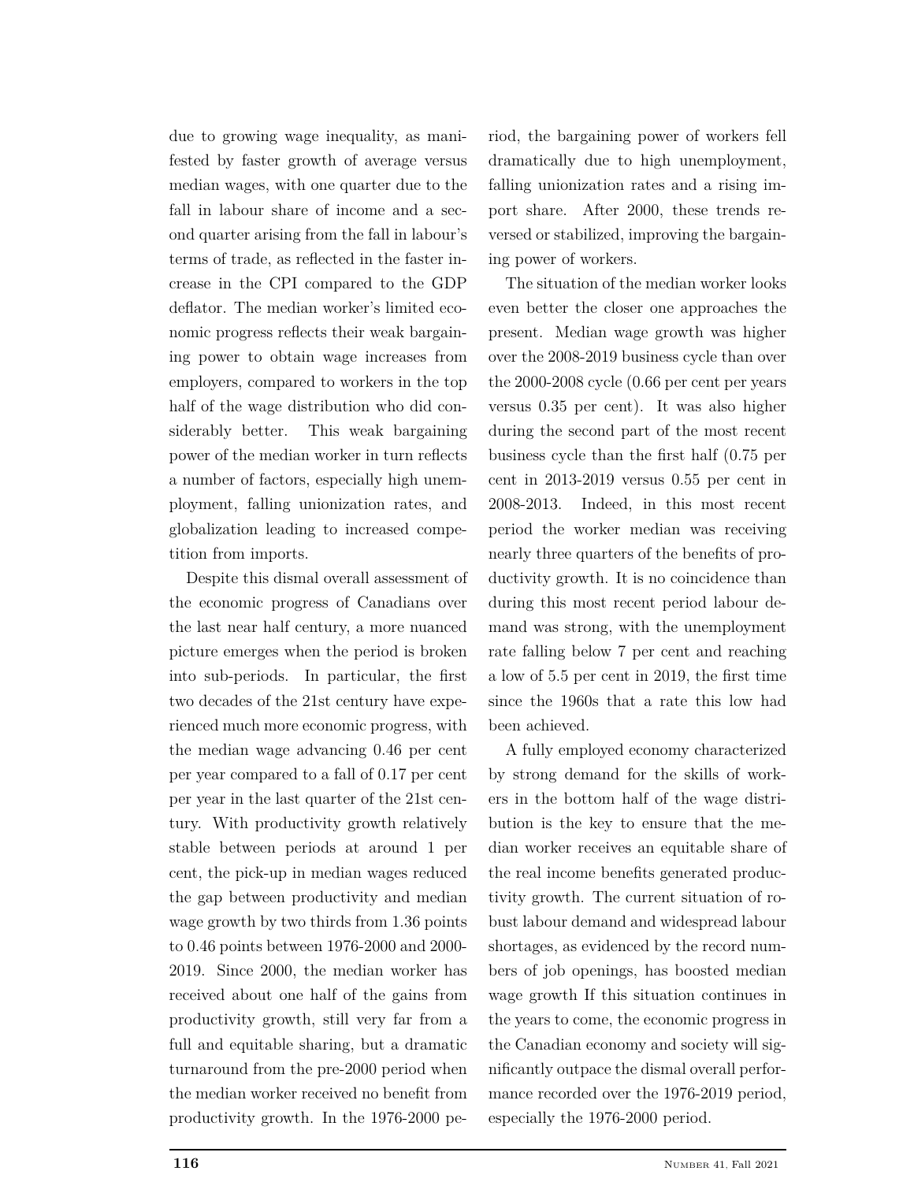due to growing wage inequality, as manifested by faster growth of average versus median wages, with one quarter due to the fall in labour share of income and a second quarter arising from the fall in labour's terms of trade, as reflected in the faster increase in the CPI compared to the GDP deflator. The median worker's limited economic progress reflects their weak bargaining power to obtain wage increases from employers, compared to workers in the top half of the wage distribution who did considerably better. This weak bargaining power of the median worker in turn reflects a number of factors, especially high unemployment, falling unionization rates, and globalization leading to increased competition from imports.

Despite this dismal overall assessment of the economic progress of Canadians over the last near half century, a more nuanced picture emerges when the period is broken into sub-periods. In particular, the first two decades of the 21st century have experienced much more economic progress, with the median wage advancing 0.46 per cent per year compared to a fall of 0.17 per cent per year in the last quarter of the 21st century. With productivity growth relatively stable between periods at around 1 per cent, the pick-up in median wages reduced the gap between productivity and median wage growth by two thirds from 1.36 points to 0.46 points between 1976-2000 and 2000-2019. Since 2000, the median worker has received about one half of the gains from productivity growth, still very far from a full and equitable sharing, but a dramatic turnaround from the pre-2000 period when the median worker received no benefit from productivity growth. In the 1976-2000 period, the bargaining power of workers fell dramatically due to high unemployment, falling unionization rates and a rising import share. After 2000, these trends reversed or stabilized, improving the bargaining power of workers.

The situation of the median worker looks even better the closer one approaches the present. Median wage growth was higher over the 2008-2019 business cycle than over the 2000-2008 cycle (0.66 per cent per years versus 0.35 per cent). It was also higher during the second part of the most recent business cycle than the first half (0.75 per cent in 2013-2019 versus 0.55 per cent in 2008-2013. Indeed, in this most recent period the worker median was receiving nearly three quarters of the benefits of productivity growth. It is no coincidence than during this most recent period labour demand was strong, with the unemployment rate falling below 7 per cent and reaching a low of 5.5 per cent in 2019, the first time since the 1960s that a rate this low had been achieved.

A fully employed economy characterized by strong demand for the skills of workers in the bottom half of the wage distribution is the key to ensure that the median worker receives an equitable share of the real income benefits generated productivity growth. The current situation of robust labour demand and widespread labour shortages, as evidenced by the record numbers of job openings, has boosted median wage growth If this situation continues in the years to come, the economic progress in the Canadian economy and society will significantly outpace the dismal overall performance recorded over the 1976-2019 period, especially the 1976-2000 period.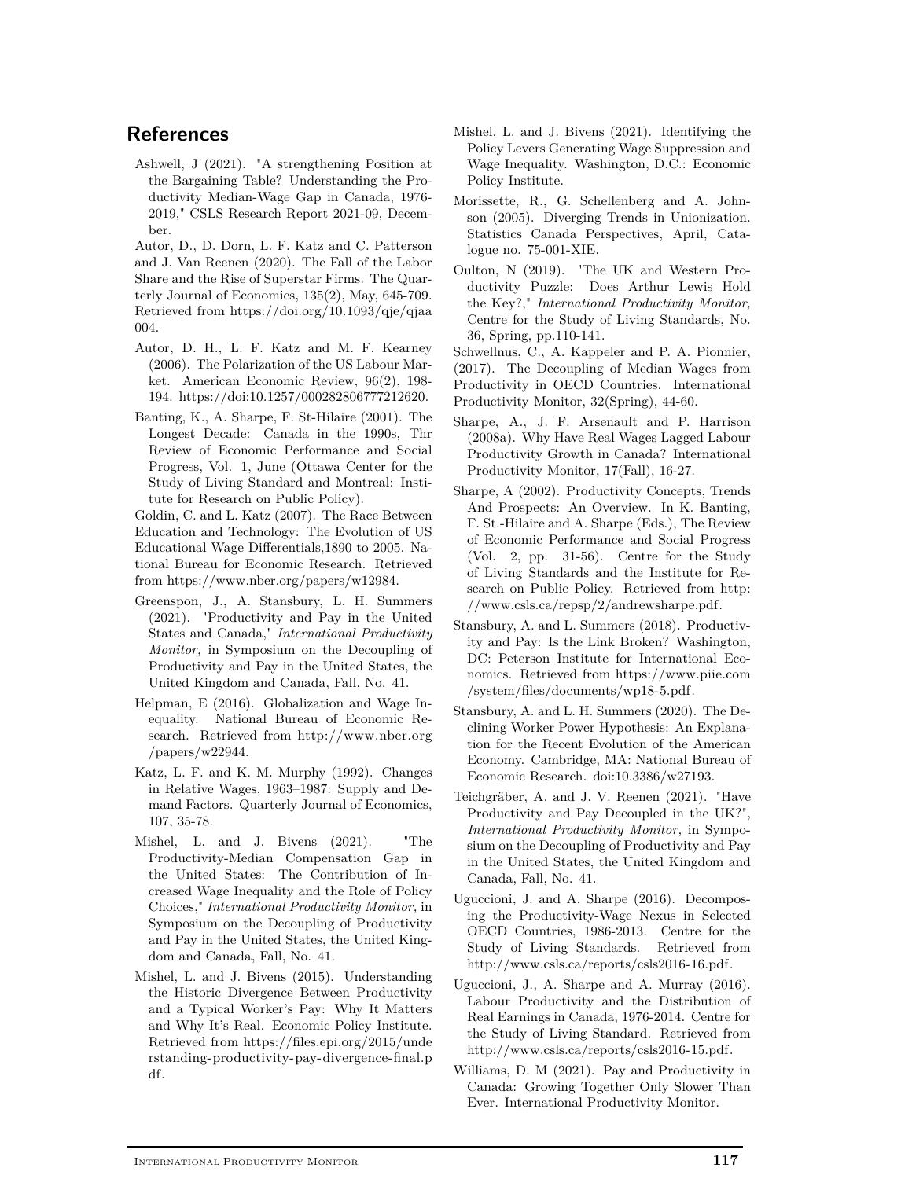## References

Ashwell, J (2021). "A strengthening Position at the Bargaining Table? Understanding the Productivity Median-Wage Gap in Canada, 1976-2019," CSLS Research Report 2021-09, December.

Autor, D., D. Dorn, L. F. Katz and C. Patterson and J. Van Reenen (2020). The Fall of the Labor Share and the Rise of Superstar Firms. The Quarterly Journal of Economics, 135(2), May, 645-709. Retrieved from https://doi.org/10.1093/qje/qjaa004.

Autor, D. H., L. F. Katz and M. F. Kearney (2006). The Polarization of the US Labour Market. American Economic Review, 96(2), 198-194. https://doi:10.1257/000282806777212620.

Banting, K., A. Sharpe, F. St-Hilaire (2001). The Longest Decade: Canada in the 1990s, Thr Review of Economic Performance and Social Progress, Vol. 1, June (Ottawa Center for the Study of Living Standard and Montreal: Institute for Research on Public Policy).

Goldin, C. and L. Katz (2007). The Race Between Education and Technology: The Evolution of US Educational Wage Differentials,1890 to 2005. National Bureau for Economic Research. Retrieved from https://www.nber.org/papers/w12984.

Greenspon, J., A. Stansbury, L. H. Summers (2021). "Productivity and Pay in the United States and Canada," *International Productivity Monitor,* in Symposium on the Decoupling of Productivity and Pay in the United States, the United Kingdom and Canada, Fall, No. 41.

Helpman, E (2016). Globalization and Wage Inequality. National Bureau of Economic Research. Retrieved from http://www.nber.org/papers/w22944.

Katz, L. F. and K. M. Murphy (1992). Changes in Relative Wages, 1963–1987: Supply and Demand Factors. Quarterly Journal of Economics, 107, 35-78.

Mishel, L. and J. Bivens (2021). "The Productivity-Median Compensation Gap in the United States: The Contribution of Increased Wage Inequality and the Role of Policy Choices," *International Productivity Monitor,* in Symposium on the Decoupling of Productivity and Pay in the United States, the United Kingdom and Canada, Fall, No. 41.

Mishel, L. and J. Bivens (2015). Understanding the Historic Divergence Between Productivity and a Typical Worker's Pay: Why It Matters and Why It's Real. Economic Policy Institute. Retrieved from https://files.epi.org/2015/understanding-productivity-pay-divergence-final.pdf.

Mishel, L. and J. Bivens (2021). Identifying the Policy Levers Generating Wage Suppression and Wage Inequality. Washington, D.C.: Economic Policy Institute.

Morissette, R., G. Schellenberg and A. Johnson (2005). Diverging Trends in Unionization. Statistics Canada Perspectives, April, Catalogue no. 75-001-XIE.

Oulton, N (2019). "The UK and Western Productivity Puzzle: Does Arthur Lewis Hold the Key?," *International Productivity Monitor,* Centre for the Study of Living Standards, No. 36, Spring, pp.110-141.

Schwellnus, C., A. Kappeler and P. A. Pionnier, (2017). The Decoupling of Median Wages from Productivity in OECD Countries. International Productivity Monitor, 32(Spring), 44-60.

Sharpe, A., J. F. Arsenault and P. Harrison (2008a). Why Have Real Wages Lagged Labour Productivity Growth in Canada? International Productivity Monitor, 17(Fall), 16-27.

Sharpe, A (2002). Productivity Concepts, Trends And Prospects: An Overview. In K. Banting, F. St.-Hilaire and A. Sharpe (Eds.), The Review of Economic Performance and Social Progress (Vol. 2, pp. 31-56). Centre for the Study of Living Standards and the Institute for Research on Public Policy. Retrieved from http://www.csls.ca/repsp/2/andrewsharpe.pdf.

Stansbury, A. and L. Summers (2018). Productivity and Pay: Is the Link Broken? Washington, DC: Peterson Institute for International Economics. Retrieved from https://www.piie.com/system/files/documents/wp18-5.pdf.

Stansbury, A. and L. H. Summers (2020). The Declining Worker Power Hypothesis: An Explanation for the Recent Evolution of the American Economy. Cambridge, MA: National Bureau of Economic Research. doi:10.3386/w27193.

Teichgräber, A. and J. V. Reenen (2021). "Have Productivity and Pay Decoupled in the UK?", *International Productivity Monitor,* in Symposium on the Decoupling of Productivity and Pay in the United States, the United Kingdom and Canada, Fall, No. 41.

Uguccioni, J. and A. Sharpe (2016). Decomposing the Productivity-Wage Nexus in Selected OECD Countries, 1986-2013. Centre for the Study of Living Standards. Retrieved from http://www.csls.ca/reports/csls2016-16.pdf.

Uguccioni, J., A. Sharpe and A. Murray (2016). Labour Productivity and the Distribution of Real Earnings in Canada, 1976-2014. Centre for the Study of Living Standard. Retrieved from http://www.csls.ca/reports/csls2016-15.pdf.

Williams, D. M (2021). Pay and Productivity in Canada: Growing Together Only Slower Than Ever. International Productivity Monitor.